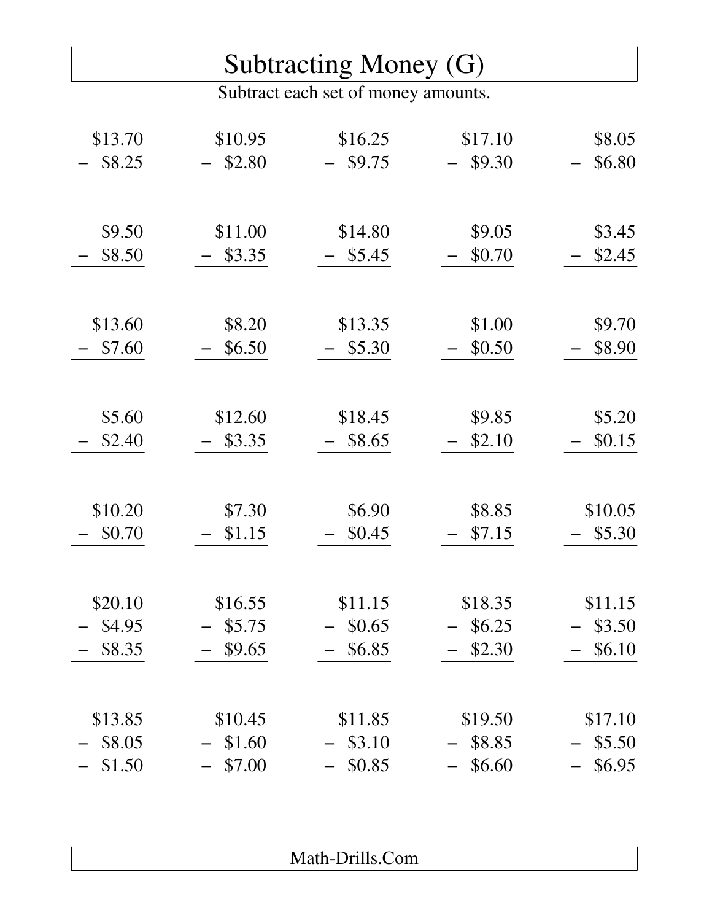# Subtracting Money (G)

Subtract each set of money amounts.

| | | | | |
|---|---|---|---|---|
| \$13.70 − \$8.25 | \$10.95 − \$2.80 | \$16.25 − \$9.75 | \$17.10 − \$9.30 | \$8.05 − \$6.80 |
| \$9.50 − \$8.50 | \$11.00 − \$3.35 | \$14.80 − \$5.45 | \$9.05 − \$0.70 | \$3.45 − \$2.45 |
| \$13.60 − \$7.60 | \$8.20 − \$6.50 | \$13.35 − \$5.30 | \$1.00 − \$0.50 | \$9.70 − \$8.90 |
| \$5.60 − \$2.40 | \$12.60 − \$3.35 | \$18.45 − \$8.65 | \$9.85 − \$2.10 | \$5.20 − \$0.15 |
| \$10.20 − \$0.70 | \$7.30 − \$1.15 | \$6.90 − \$0.45 | \$8.85 − \$7.15 | \$10.05 − \$5.30 |
| \$20.10 − \$4.95 − \$8.35 | \$16.55 − \$5.75 − \$9.65 | \$11.15 − \$0.65 − \$6.85 | \$18.35 − \$6.25 − \$2.30 | \$11.15 − \$3.50 − \$6.10 |
| \$13.85 − \$8.05 − \$1.50 | \$10.45 − \$1.60 − \$7.00 | \$11.85 − \$3.10 − \$0.85 | \$19.50 − \$8.85 − \$6.60 | \$17.10 − \$5.50 − \$6.95 |

Math-Drills.Com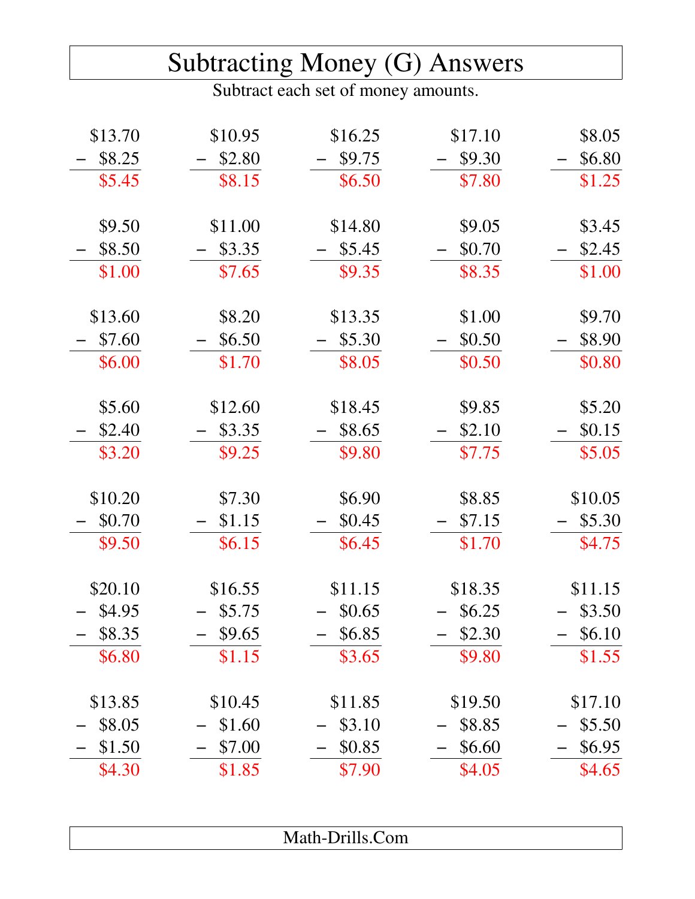# Subtracting Money (G) Answers

Subtract each set of money amounts.

| | | | | |
|---|---|---|---|---|
| \$13.70 − \$8.25 = \$5.45 | \$10.95 − \$2.80 = \$8.15 | \$16.25 − \$9.75 = \$6.50 | \$17.10 − \$9.30 = \$7.80 | \$8.05 − \$6.80 = \$1.25 |
| \$9.50 − \$8.50 = \$1.00 | \$11.00 − \$3.35 = \$7.65 | \$14.80 − \$5.45 = \$9.35 | \$9.05 − \$0.70 = \$8.35 | \$3.45 − \$2.45 = \$1.00 |
| \$13.60 − \$7.60 = \$6.00 | \$8.20 − \$6.50 = \$1.70 | \$13.35 − \$5.30 = \$8.05 | \$1.00 − \$0.50 = \$0.50 | \$9.70 − \$8.90 = \$0.80 |
| \$5.60 − \$2.40 = \$3.20 | \$12.60 − \$3.35 = \$9.25 | \$18.45 − \$8.65 = \$9.80 | \$9.85 − \$2.10 = \$7.75 | \$5.20 − \$0.15 = \$5.05 |
| \$10.20 − \$0.70 = \$9.50 | \$7.30 − \$1.15 = \$6.15 | \$6.90 − \$0.45 = \$6.45 | \$8.85 − \$7.15 = \$1.70 | \$10.05 − \$5.30 = \$4.75 |
| \$20.10 − \$4.95 − \$8.35 = \$6.80 | \$16.55 − \$5.75 − \$9.65 = \$1.15 | \$11.15 − \$0.65 − \$6.85 = \$3.65 | \$18.35 − \$6.25 − \$2.30 = \$9.80 | \$11.15 − \$3.50 − \$6.10 = \$1.55 |
| \$13.85 − \$8.05 − \$1.50 = \$4.30 | \$10.45 − \$1.60 − \$7.00 = \$1.85 | \$11.85 − \$3.10 − \$0.85 = \$7.90 | \$19.50 − \$8.85 − \$6.60 = \$4.05 | \$17.10 − \$5.50 − \$6.95 = \$4.65 |

Math-Drills.Com